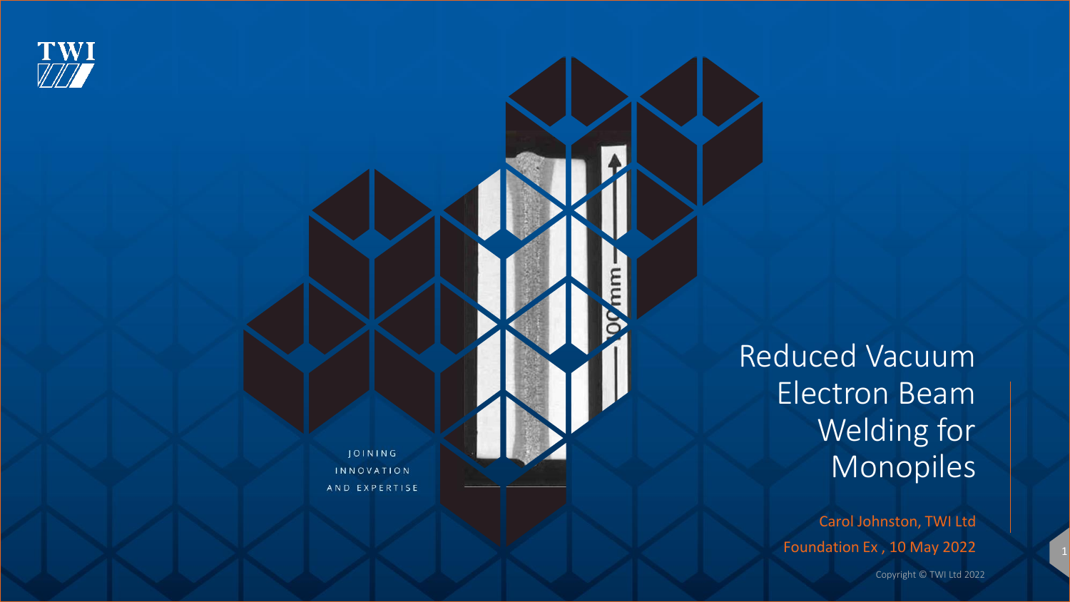TWI

JOINING INNOVATION AND EXPERTISE

# Reduced Vacuum Electron Beam Welding for Monopiles

Carol Johnston, TWI Ltd

Foundation Ex , 10 May 2022

Copyright © TWI Ltd 2022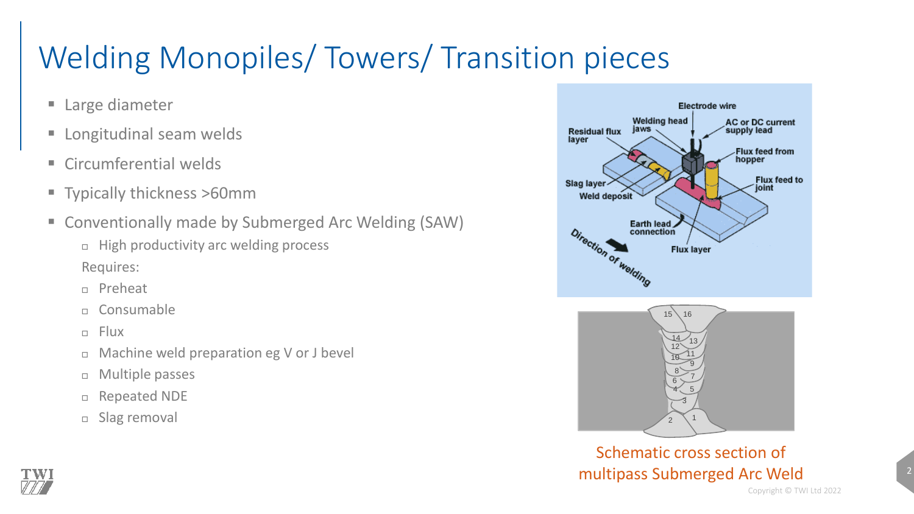# Welding Monopiles/ Towers/ Transition pieces

- Large diameter
- Longitudinal seam welds
- Circumferential welds
- Typically thickness >60mm
- Conventionally made by Submerged Arc Welding (SAW)
  - High productivity arc welding process

  Requires:
  - Preheat
  - Consumable
  - Flux
  - Machine weld preparation eg V or J bevel
  - Multiple passes
  - Repeated NDE
  - Slag removal

Schematic cross section of multipass Submerged Arc Weld

Copyright © TWI Ltd 2022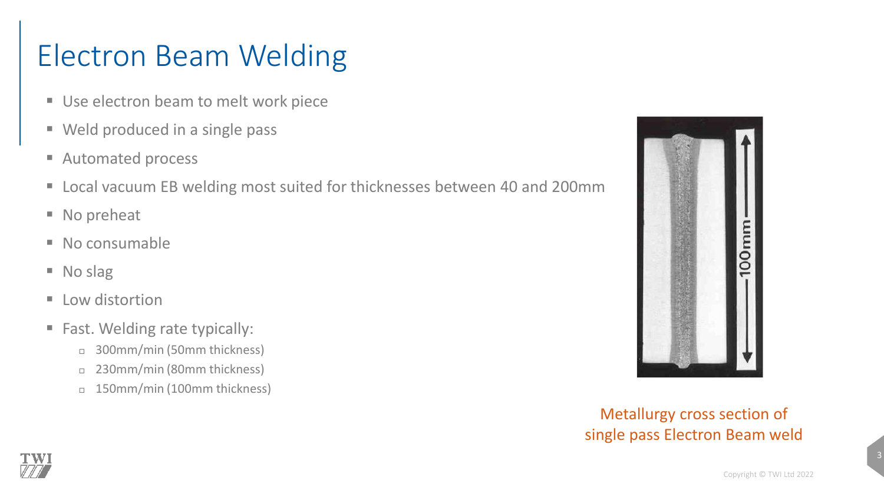# Electron Beam Welding

- Use electron beam to melt work piece
- Weld produced in a single pass
- Automated process
- Local vacuum EB welding most suited for thicknesses between 40 and 200mm
- No preheat
- No consumable
- No slag
- Low distortion
- Fast. Welding rate typically:
  - 300mm/min (50mm thickness)
  - 230mm/min (80mm thickness)
  - 150mm/min (100mm thickness)

Metallurgy cross section of single pass Electron Beam weld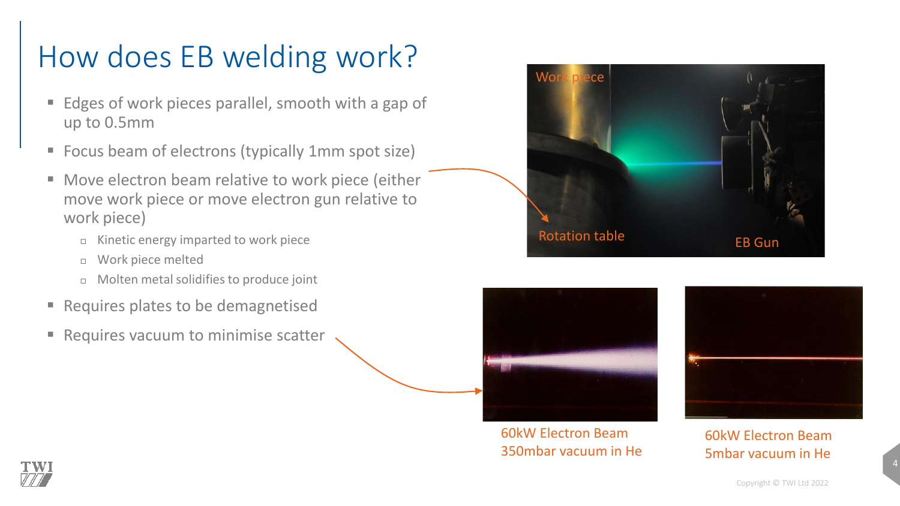# How does EB welding work?

- Edges of work pieces parallel, smooth with a gap of up to 0.5mm
- Focus beam of electrons (typically 1mm spot size)
- Move electron beam relative to work piece (either move work piece or move electron gun relative to work piece)
  - Kinetic energy imparted to work piece
  - Work piece melted
  - Molten metal solidifies to produce joint
- Requires plates to be demagnetised
- Requires vacuum to minimise scatter

Work piece

Rotation table

EB Gun

60kW Electron Beam
350mbar vacuum in He

60kW Electron Beam
5mbar vacuum in He

Copyright © TWI Ltd 2022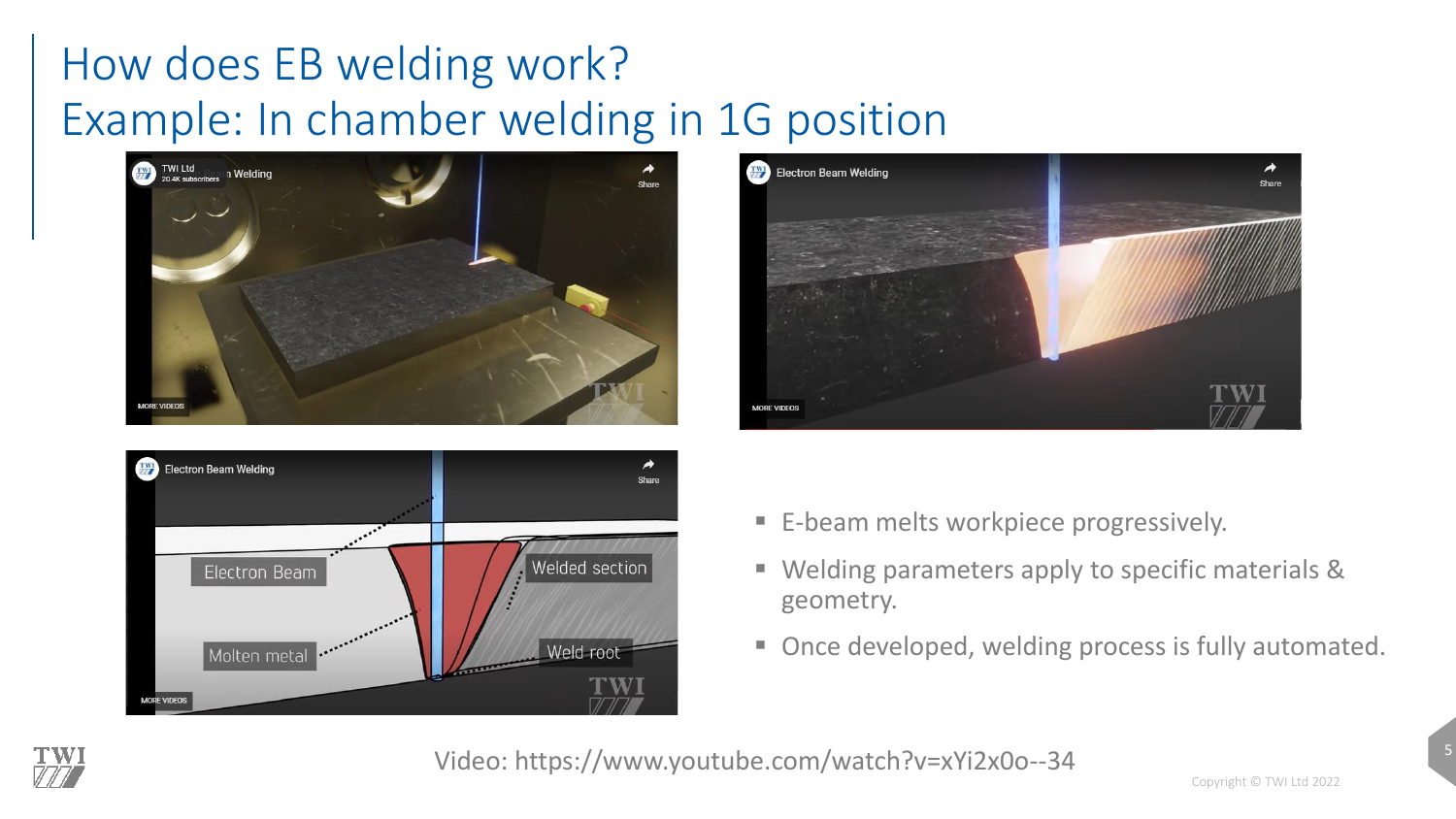# How does EB welding work?
# Example: In chamber welding in 1G position

- E-beam melts workpiece progressively.
- Welding parameters apply to specific materials & geometry.
- Once developed, welding process is fully automated.

Video: https://www.youtube.com/watch?v=xYi2x0o--34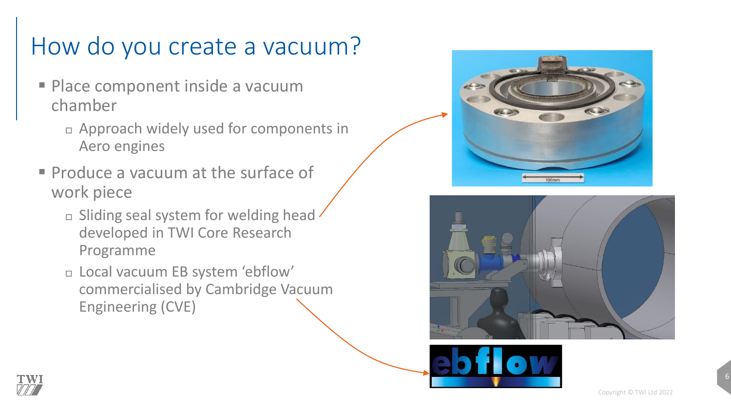# How do you create a vacuum?

- Place component inside a vacuum chamber
  - Approach widely used for components in Aero engines
- Produce a vacuum at the surface of work piece
  - Sliding seal system for welding head developed in TWI Core Research Programme
  - Local vacuum EB system 'ebflow' commercialised by Cambridge Vacuum Engineering (CVE)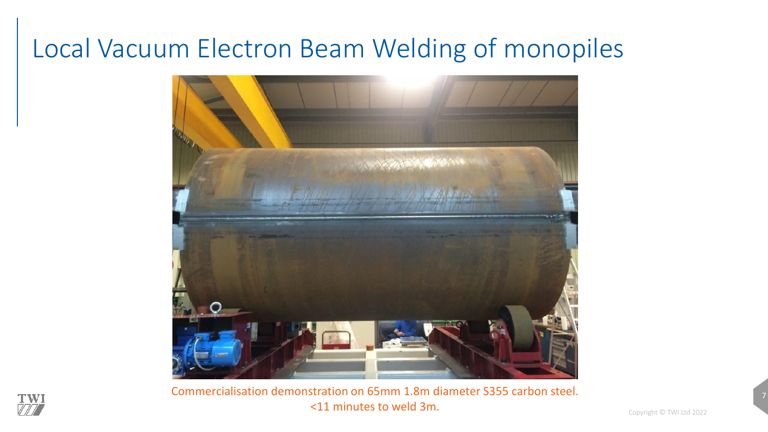# Local Vacuum Electron Beam Welding of monopiles

Commercialisation demonstration on 65mm 1.8m diameter S355 carbon steel.
<11 minutes to weld 3m.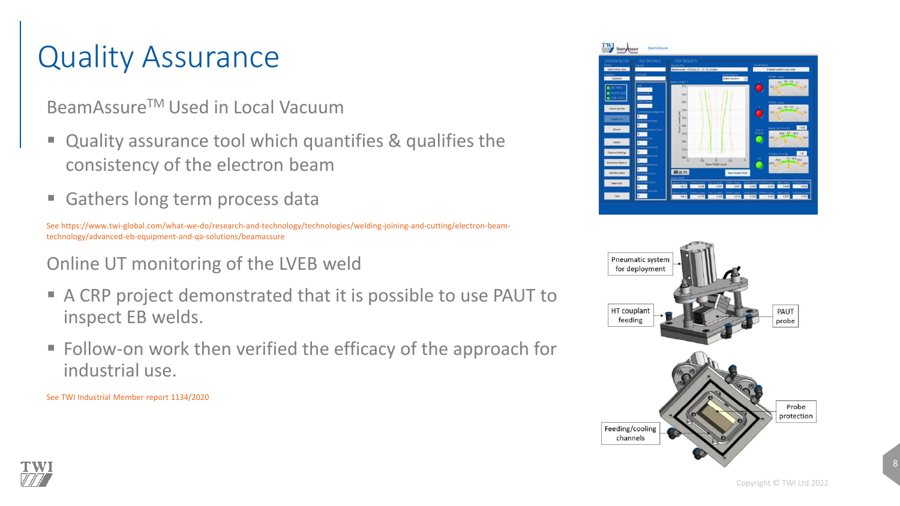# Quality Assurance

## BeamAssure™ Used in Local Vacuum

- Quality assurance tool which quantifies & qualifies the consistency of the electron beam
- Gathers long term process data

See https://www.twi-global.com/what-we-do/research-and-technology/technologies/welding-joining-and-cutting/electron-beam-technology/advanced-eb-equipment-and-qa-solutions/beamassure

## Online UT monitoring of the LVEB weld

- A CRP project demonstrated that it is possible to use PAUT to inspect EB welds.
- Follow-on work then verified the efficacy of the approach for industrial use.

See TWI Industrial Member report 1134/2020

Pneumatic system for deployment

HT couplant feeding

PAUT probe

Probe protection

Feeding/cooling channels

Copyright © TWI Ltd 2022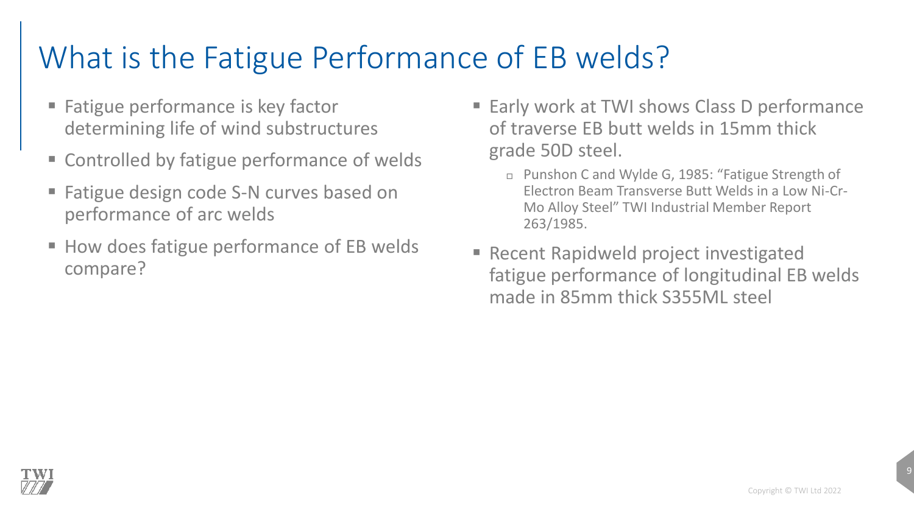# What is the Fatigue Performance of EB welds?

- Fatigue performance is key factor determining life of wind substructures
- Controlled by fatigue performance of welds
- Fatigue design code S-N curves based on performance of arc welds
- How does fatigue performance of EB welds compare?

- Early work at TWI shows Class D performance of traverse EB butt welds in 15mm thick grade 50D steel.
  - Punshon C and Wylde G, 1985: "Fatigue Strength of Electron Beam Transverse Butt Welds in a Low Ni-Cr-Mo Alloy Steel" TWI Industrial Member Report 263/1985.
- Recent Rapidweld project investigated fatigue performance of longitudinal EB welds made in 85mm thick S355ML steel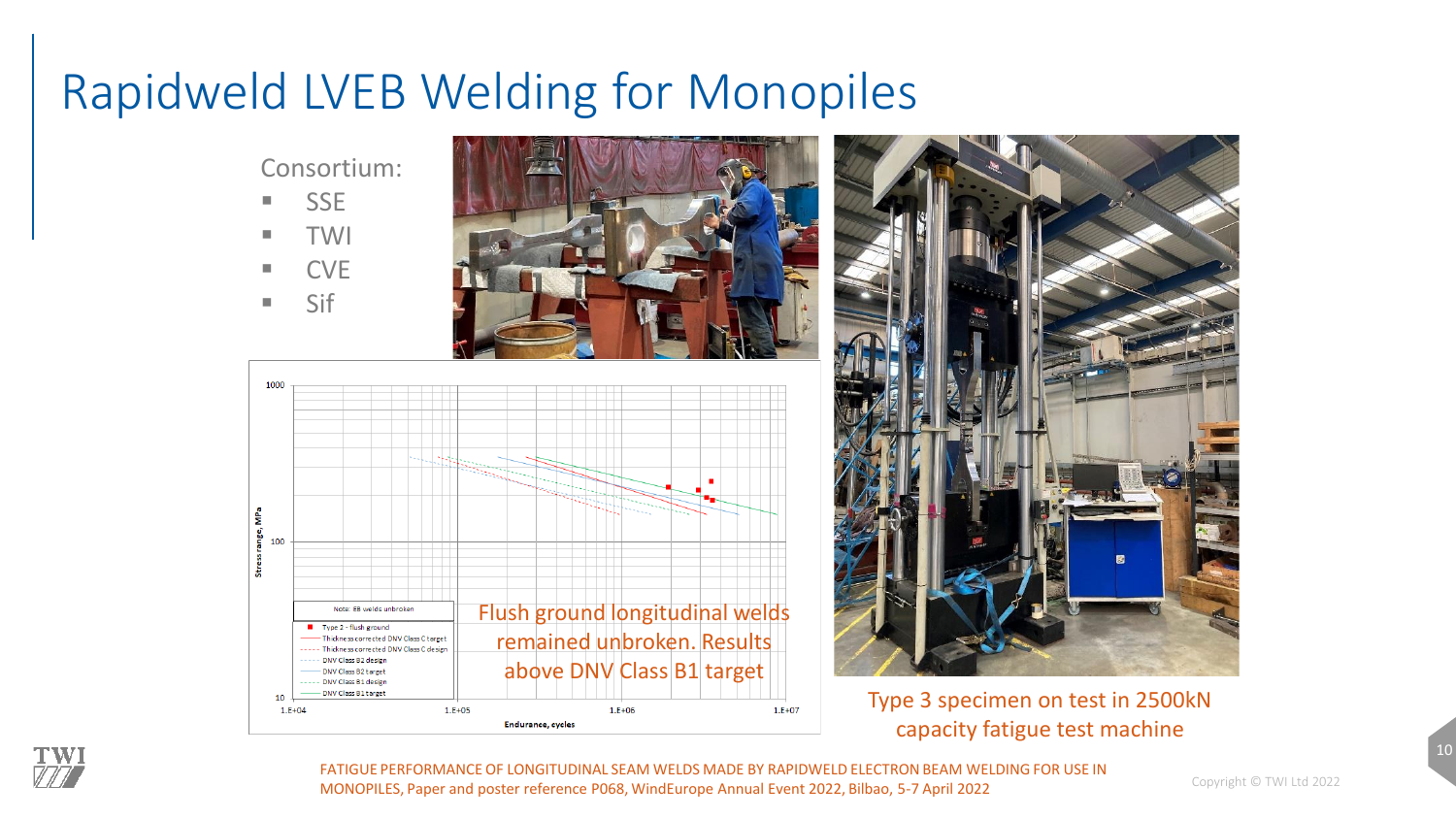# Rapidweld LVEB Welding for Monopiles

Consortium:

- SSE
- TWI
- CVE
- Sif

Flush ground longitudinal welds remained unbroken. Results above DNV Class B1 target

Type 3 specimen on test in 2500kN capacity fatigue test machine

FATIGUE PERFORMANCE OF LONGITUDINAL SEAM WELDS MADE BY RAPIDWELD ELECTRON BEAM WELDING FOR USE IN MONOPILES, Paper and poster reference P068, WindEurope Annual Event 2022, Bilbao, 5-7 April 2022

Copyright © TWI Ltd 2022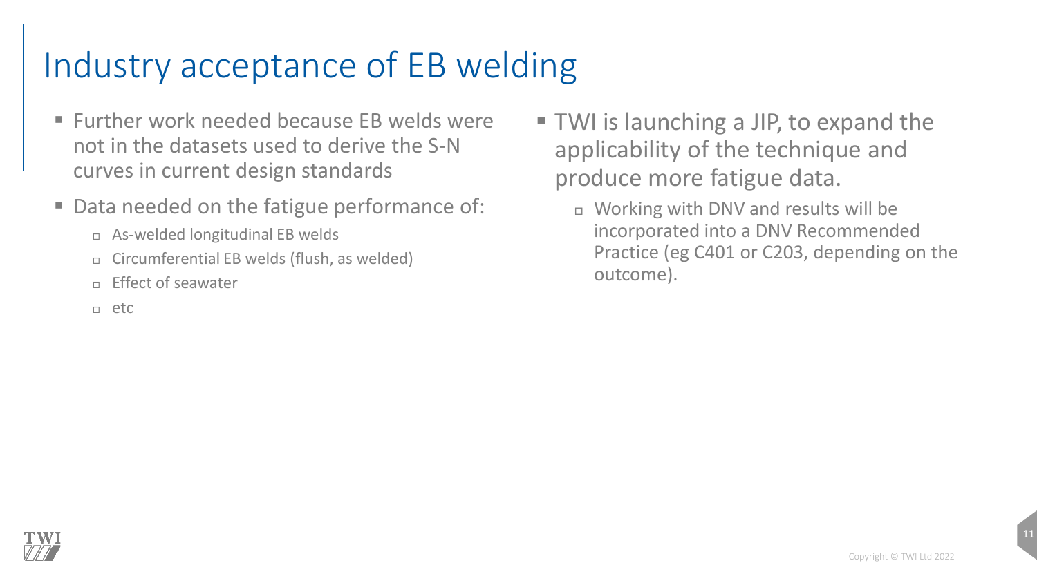# Industry acceptance of EB welding

- Further work needed because EB welds were not in the datasets used to derive the S-N curves in current design standards
- Data needed on the fatigue performance of:
  - As-welded longitudinal EB welds
  - Circumferential EB welds (flush, as welded)
  - Effect of seawater
  - etc
- TWI is launching a JIP, to expand the applicability of the technique and produce more fatigue data.
  - Working with DNV and results will be incorporated into a DNV Recommended Practice (eg C401 or C203, depending on the outcome).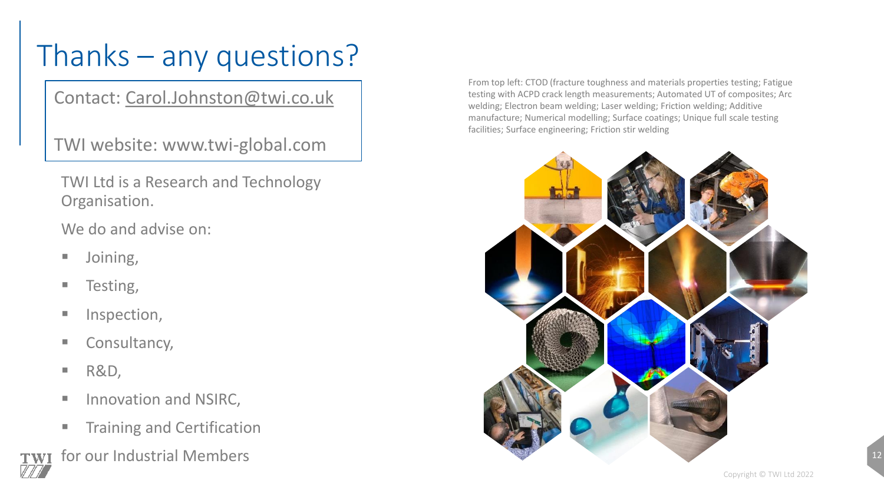# Thanks – any questions?

Contact: Carol.Johnston@twi.co.uk

TWI website: www.twi-global.com

TWI Ltd is a Research and Technology Organisation.

We do and advise on:

- Joining,
- Testing,
- Inspection,
- Consultancy,
- R&D,
- Innovation and NSIRC,
- Training and Certification

for our Industrial Members

From top left: CTOD (fracture toughness and materials properties testing; Fatigue testing with ACPD crack length measurements; Automated UT of composites; Arc welding; Electron beam welding; Laser welding; Friction welding; Additive manufacture; Numerical modelling; Surface coatings; Unique full scale testing facilities; Surface engineering; Friction stir welding

Copyright © TWI Ltd 2022